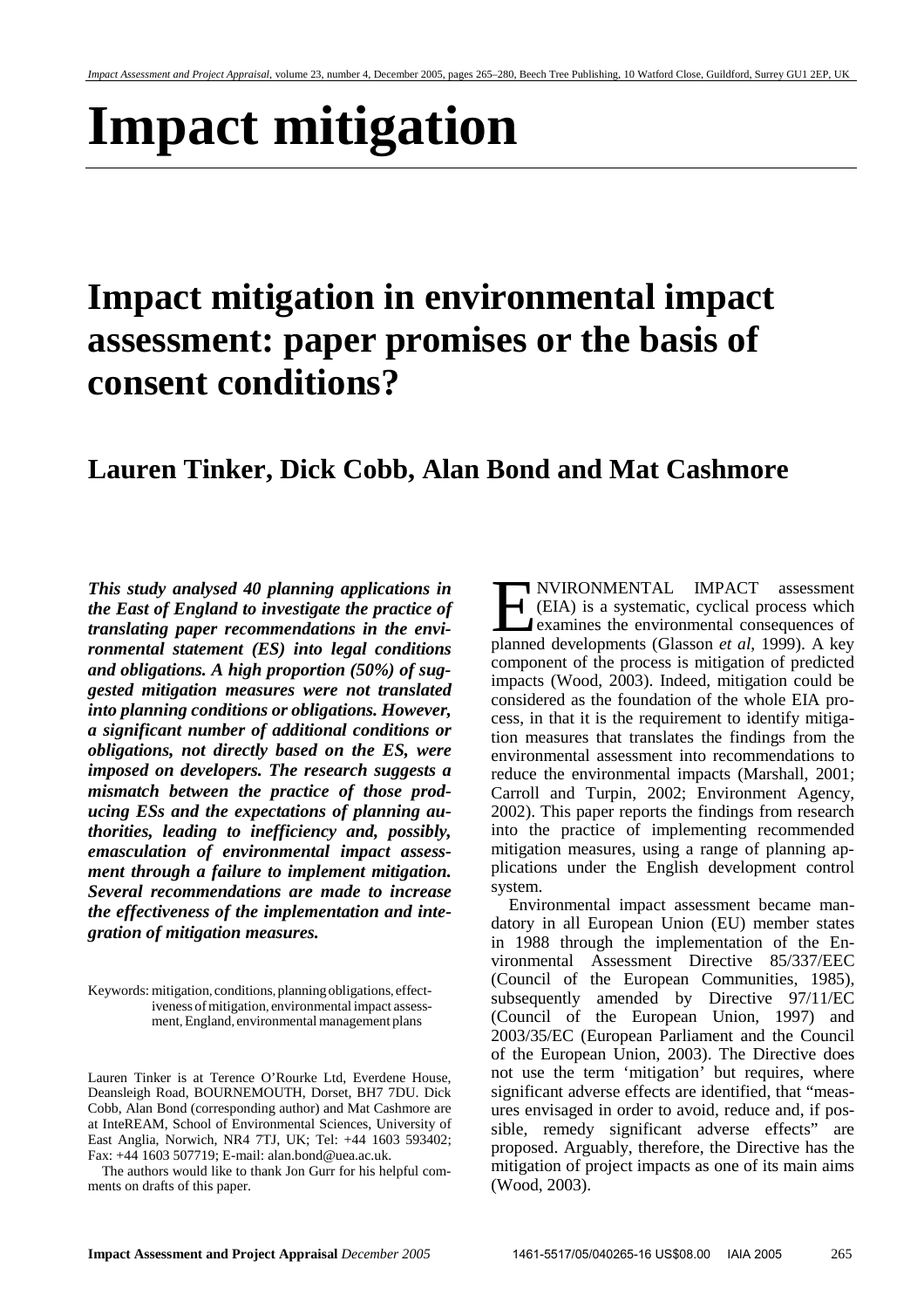# Impact mitigation

## Impact mitigation in environmental impact assessment: paper promises or the basis of consent conditions?

### Lauren Tinker, Dick Cobb, Alan Bond and Mat Cashmore

***This study analysed 40 planning applications in the East of England to investigate the practice of translating paper recommendations in the environmental statement (ES) into legal conditions and obligations. A high proportion (50%) of suggested mitigation measures were not translated into planning conditions or obligations. However, a significant number of additional conditions or obligations, not directly based on the ES, were imposed on developers. The research suggests a mismatch between the practice of those producing ESs and the expectations of planning authorities, leading to inefficiency and, possibly, emasculation of environmental impact assessment through a failure to implement mitigation. Several recommendations are made to increase the effectiveness of the implementation and integration of mitigation measures.***

Keywords: mitigation, conditions, planning obligations, effectiveness of mitigation, environmental impact assessment, England, environmental management plans

Lauren Tinker is at Terence O'Rourke Ltd, Everdene House, Deansleigh Road, BOURNEMOUTH, Dorset, BH7 7DU. Dick Cobb, Alan Bond (corresponding author) and Mat Cashmore are at InteREAM, School of Environmental Sciences, University of East Anglia, Norwich, NR4 7TJ, UK; Tel: +44 1603 593402; Fax: +44 1603 507719; E-mail: alan.bond@uea.ac.uk.

The authors would like to thank Jon Gurr for his helpful comments on drafts of this paper.

ENVIRONMENTAL IMPACT assessment (EIA) is a systematic, cyclical process which examines the environmental consequences of planned developments (Glasson *et al*, 1999). A key component of the process is mitigation of predicted impacts (Wood, 2003). Indeed, mitigation could be considered as the foundation of the whole EIA process, in that it is the requirement to identify mitigation measures that translates the findings from the environmental assessment into recommendations to reduce the environmental impacts (Marshall, 2001; Carroll and Turpin, 2002; Environment Agency, 2002). This paper reports the findings from research into the practice of implementing recommended mitigation measures, using a range of planning applications under the English development control system.

Environmental impact assessment became mandatory in all European Union (EU) member states in 1988 through the implementation of the Environmental Assessment Directive 85/337/EEC (Council of the European Communities, 1985), subsequently amended by Directive 97/11/EC (Council of the European Union, 1997) and 2003/35/EC (European Parliament and the Council of the European Union, 2003). The Directive does not use the term 'mitigation' but requires, where significant adverse effects are identified, that "measures envisaged in order to avoid, reduce and, if possible, remedy significant adverse effects" are proposed. Arguably, therefore, the Directive has the mitigation of project impacts as one of its main aims (Wood, 2003).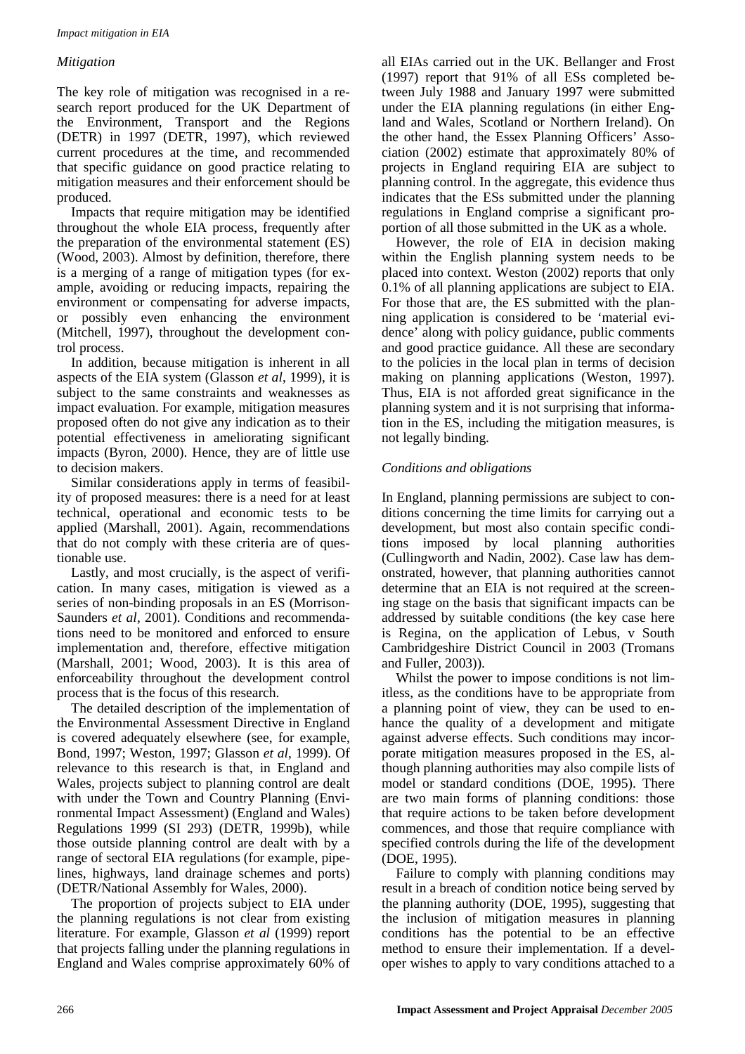### *Mitigation*

The key role of mitigation was recognised in a research report produced for the UK Department of the Environment, Transport and the Regions (DETR) in 1997 (DETR, 1997), which reviewed current procedures at the time, and recommended that specific guidance on good practice relating to mitigation measures and their enforcement should be produced.

Impacts that require mitigation may be identified throughout the whole EIA process, frequently after the preparation of the environmental statement (ES) (Wood, 2003). Almost by definition, therefore, there is a merging of a range of mitigation types (for example, avoiding or reducing impacts, repairing the environment or compensating for adverse impacts, or possibly even enhancing the environment (Mitchell, 1997), throughout the development control process.

In addition, because mitigation is inherent in all aspects of the EIA system (Glasson *et al*, 1999), it is subject to the same constraints and weaknesses as impact evaluation. For example, mitigation measures proposed often do not give any indication as to their potential effectiveness in ameliorating significant impacts (Byron, 2000). Hence, they are of little use to decision makers.

Similar considerations apply in terms of feasibility of proposed measures: there is a need for at least technical, operational and economic tests to be applied (Marshall, 2001). Again, recommendations that do not comply with these criteria are of questionable use.

Lastly, and most crucially, is the aspect of verification. In many cases, mitigation is viewed as a series of non-binding proposals in an ES (Morrison-Saunders *et al*, 2001). Conditions and recommendations need to be monitored and enforced to ensure implementation and, therefore, effective mitigation (Marshall, 2001; Wood, 2003). It is this area of enforceability throughout the development control process that is the focus of this research.

The detailed description of the implementation of the Environmental Assessment Directive in England is covered adequately elsewhere (see, for example, Bond, 1997; Weston, 1997; Glasson *et al*, 1999). Of relevance to this research is that, in England and Wales, projects subject to planning control are dealt with under the Town and Country Planning (Environmental Impact Assessment) (England and Wales) Regulations 1999 (SI 293) (DETR, 1999b), while those outside planning control are dealt with by a range of sectoral EIA regulations (for example, pipelines, highways, land drainage schemes and ports) (DETR/National Assembly for Wales, 2000).

The proportion of projects subject to EIA under the planning regulations is not clear from existing literature. For example, Glasson *et al* (1999) report that projects falling under the planning regulations in England and Wales comprise approximately 60% of all EIAs carried out in the UK. Bellanger and Frost (1997) report that 91% of all ESs completed between July 1988 and January 1997 were submitted under the EIA planning regulations (in either England and Wales, Scotland or Northern Ireland). On the other hand, the Essex Planning Officers' Association (2002) estimate that approximately 80% of projects in England requiring EIA are subject to planning control. In the aggregate, this evidence thus indicates that the ESs submitted under the planning regulations in England comprise a significant proportion of all those submitted in the UK as a whole.

However, the role of EIA in decision making within the English planning system needs to be placed into context. Weston (2002) reports that only 0.1% of all planning applications are subject to EIA. For those that are, the ES submitted with the planning application is considered to be 'material evidence' along with policy guidance, public comments and good practice guidance. All these are secondary to the policies in the local plan in terms of decision making on planning applications (Weston, 1997). Thus, EIA is not afforded great significance in the planning system and it is not surprising that information in the ES, including the mitigation measures, is not legally binding.

### *Conditions and obligations*

In England, planning permissions are subject to conditions concerning the time limits for carrying out a development, but most also contain specific conditions imposed by local planning authorities (Cullingworth and Nadin, 2002). Case law has demonstrated, however, that planning authorities cannot determine that an EIA is not required at the screening stage on the basis that significant impacts can be addressed by suitable conditions (the key case here is Regina, on the application of Lebus, v South Cambridgeshire District Council in 2003 (Tromans and Fuller, 2003)).

Whilst the power to impose conditions is not limitless, as the conditions have to be appropriate from a planning point of view, they can be used to enhance the quality of a development and mitigate against adverse effects. Such conditions may incorporate mitigation measures proposed in the ES, although planning authorities may also compile lists of model or standard conditions (DOE, 1995). There are two main forms of planning conditions: those that require actions to be taken before development commences, and those that require compliance with specified controls during the life of the development (DOE, 1995).

Failure to comply with planning conditions may result in a breach of condition notice being served by the planning authority (DOE, 1995), suggesting that the inclusion of mitigation measures in planning conditions has the potential to be an effective method to ensure their implementation. If a developer wishes to apply to vary conditions attached to a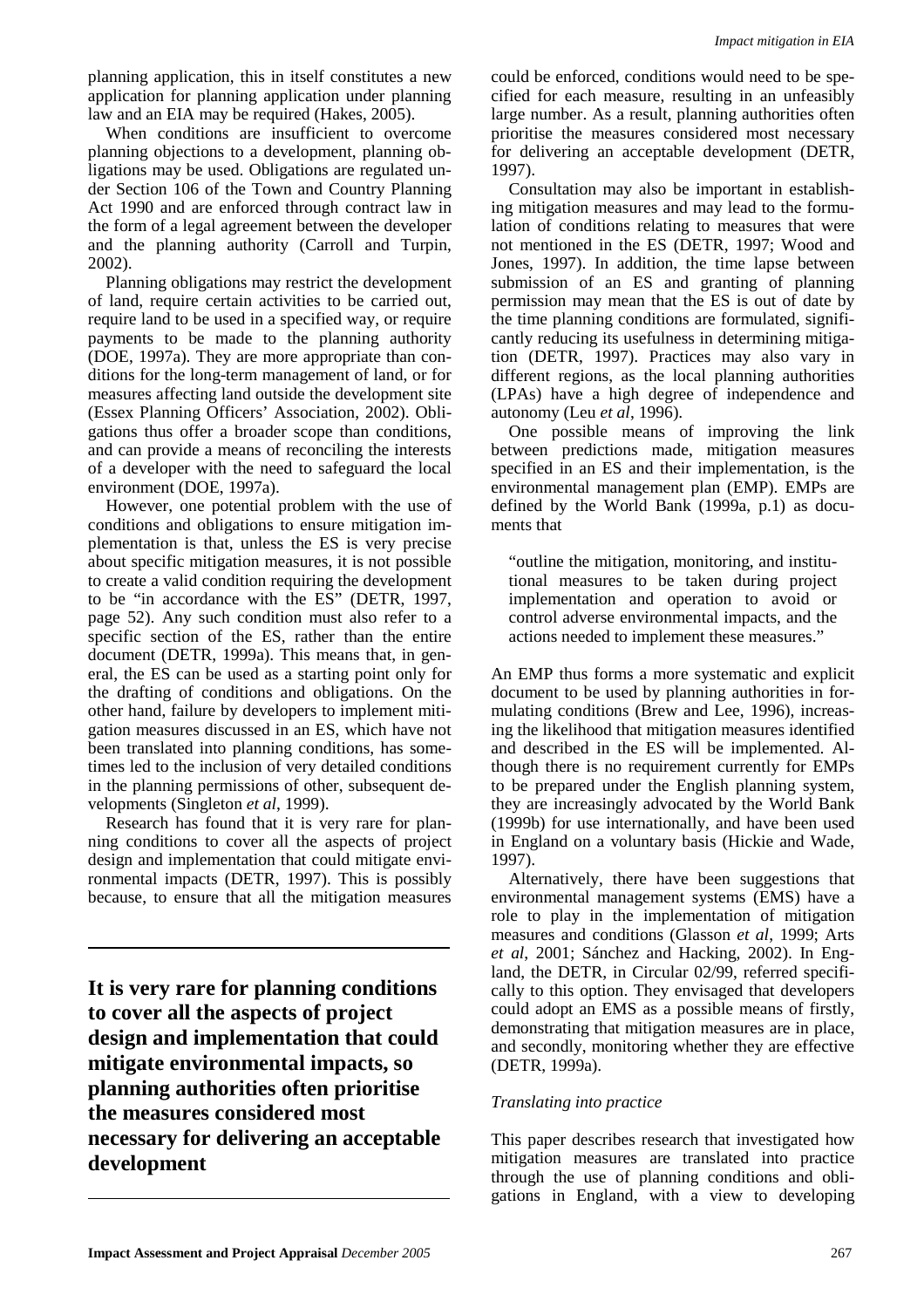planning application, this in itself constitutes a new application for planning application under planning law and an EIA may be required (Hakes, 2005).

When conditions are insufficient to overcome planning objections to a development, planning obligations may be used. Obligations are regulated under Section 106 of the Town and Country Planning Act 1990 and are enforced through contract law in the form of a legal agreement between the developer and the planning authority (Carroll and Turpin, 2002).

Planning obligations may restrict the development of land, require certain activities to be carried out, require land to be used in a specified way, or require payments to be made to the planning authority (DOE, 1997a). They are more appropriate than conditions for the long-term management of land, or for measures affecting land outside the development site (Essex Planning Officers' Association, 2002). Obligations thus offer a broader scope than conditions, and can provide a means of reconciling the interests of a developer with the need to safeguard the local environment (DOE, 1997a).

However, one potential problem with the use of conditions and obligations to ensure mitigation implementation is that, unless the ES is very precise about specific mitigation measures, it is not possible to create a valid condition requiring the development to be "in accordance with the ES" (DETR, 1997, page 52). Any such condition must also refer to a specific section of the ES, rather than the entire document (DETR, 1999a). This means that, in general, the ES can be used as a starting point only for the drafting of conditions and obligations. On the other hand, failure by developers to implement mitigation measures discussed in an ES, which have not been translated into planning conditions, has sometimes led to the inclusion of very detailed conditions in the planning permissions of other, subsequent developments (Singleton *et al*, 1999).

Research has found that it is very rare for planning conditions to cover all the aspects of project design and implementation that could mitigate environmental impacts (DETR, 1997). This is possibly because, to ensure that all the mitigation measures could be enforced, conditions would need to be specified for each measure, resulting in an unfeasibly large number. As a result, planning authorities often prioritise the measures considered most necessary for delivering an acceptable development (DETR, 1997).

**It is very rare for planning conditions to cover all the aspects of project design and implementation that could mitigate environmental impacts, so planning authorities often prioritise the measures considered most necessary for delivering an acceptable development**

Consultation may also be important in establishing mitigation measures and may lead to the formulation of conditions relating to measures that were not mentioned in the ES (DETR, 1997; Wood and Jones, 1997). In addition, the time lapse between submission of an ES and granting of planning permission may mean that the ES is out of date by the time planning conditions are formulated, significantly reducing its usefulness in determining mitigation (DETR, 1997). Practices may also vary in different regions, as the local planning authorities (LPAs) have a high degree of independence and autonomy (Leu *et al*, 1996).

One possible means of improving the link between predictions made, mitigation measures specified in an ES and their implementation, is the environmental management plan (EMP). EMPs are defined by the World Bank (1999a, p.1) as documents that

> "outline the mitigation, monitoring, and institutional measures to be taken during project implementation and operation to avoid or control adverse environmental impacts, and the actions needed to implement these measures."

An EMP thus forms a more systematic and explicit document to be used by planning authorities in formulating conditions (Brew and Lee, 1996), increasing the likelihood that mitigation measures identified and described in the ES will be implemented. Although there is no requirement currently for EMPs to be prepared under the English planning system, they are increasingly advocated by the World Bank (1999b) for use internationally, and have been used in England on a voluntary basis (Hickie and Wade, 1997).

Alternatively, there have been suggestions that environmental management systems (EMS) have a role to play in the implementation of mitigation measures and conditions (Glasson *et al*, 1999; Arts *et al*, 2001; Sánchez and Hacking, 2002). In England, the DETR, in Circular 02/99, referred specifically to this option. They envisaged that developers could adopt an EMS as a possible means of firstly, demonstrating that mitigation measures are in place, and secondly, monitoring whether they are effective (DETR, 1999a).

*Translating into practice*

This paper describes research that investigated how mitigation measures are translated into practice through the use of planning conditions and obligations in England, with a view to developing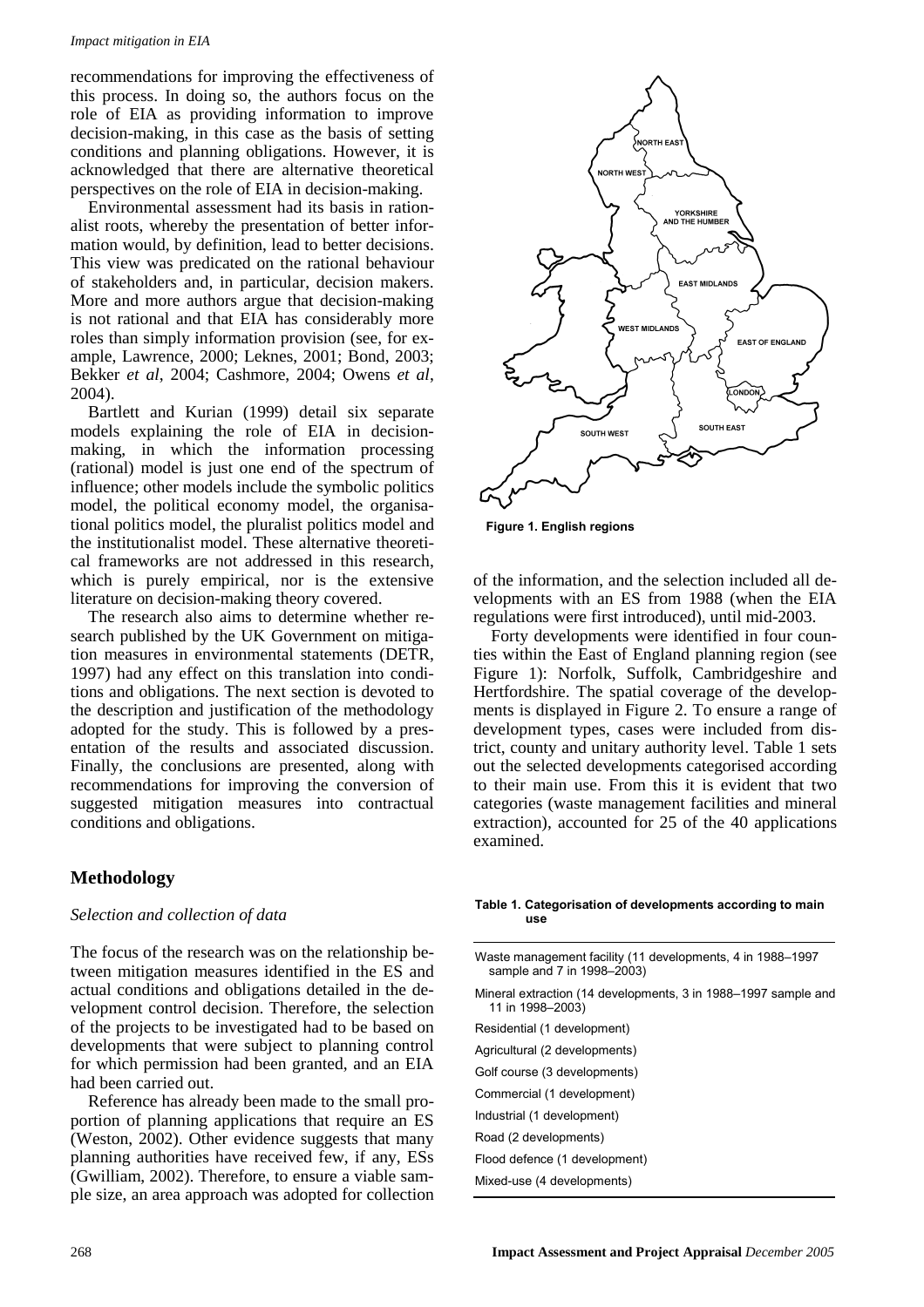recommendations for improving the effectiveness of this process. In doing so, the authors focus on the role of EIA as providing information to improve decision-making, in this case as the basis of setting conditions and planning obligations. However, it is acknowledged that there are alternative theoretical perspectives on the role of EIA in decision-making.

Environmental assessment had its basis in rationalist roots, whereby the presentation of better information would, by definition, lead to better decisions. This view was predicated on the rational behaviour of stakeholders and, in particular, decision makers. More and more authors argue that decision-making is not rational and that EIA has considerably more roles than simply information provision (see, for example, Lawrence, 2000; Leknes, 2001; Bond, 2003; Bekker *et al*, 2004; Cashmore, 2004; Owens *et al*, 2004).

Bartlett and Kurian (1999) detail six separate models explaining the role of EIA in decision-making, in which the information processing (rational) model is just one end of the spectrum of influence; other models include the symbolic politics model, the political economy model, the organisational politics model, the pluralist politics model and the institutionalist model. These alternative theoretical frameworks are not addressed in this research, which is purely empirical, nor is the extensive literature on decision-making theory covered.

The research also aims to determine whether research published by the UK Government on mitigation measures in environmental statements (DETR, 1997) had any effect on this translation into conditions and obligations. The next section is devoted to the description and justification of the methodology adopted for the study. This is followed by a presentation of the results and associated discussion. Finally, the conclusions are presented, along with recommendations for improving the conversion of suggested mitigation measures into contractual conditions and obligations.

## Methodology

### *Selection and collection of data*

The focus of the research was on the relationship between mitigation measures identified in the ES and actual conditions and obligations detailed in the development control decision. Therefore, the selection of the projects to be investigated had to be based on developments that were subject to planning control for which permission had been granted, and an EIA had been carried out.

Reference has already been made to the small proportion of planning applications that require an ES (Weston, 2002). Other evidence suggests that many planning authorities have received few, if any, ESs (Gwilliam, 2002). Therefore, to ensure a viable sample size, an area approach was adopted for collection of the information, and the selection included all developments with an ES from 1988 (when the EIA regulations were first introduced), until mid-2003.

Forty developments were identified in four counties within the East of England planning region (see Figure 1): Norfolk, Suffolk, Cambridgeshire and Hertfordshire. The spatial coverage of the developments is displayed in Figure 2. To ensure a range of development types, cases were included from district, county and unitary authority level. Table 1 sets out the selected developments categorised according to their main use. From this it is evident that two categories (waste management facilities and mineral extraction), accounted for 25 of the 40 applications examined.

**Figure 1. English regions**

**Table 1. Categorisation of developments according to main use**

| |
|---|
| Waste management facility (11 developments, 4 in 1988–1997 sample and 7 in 1998–2003) |
| Mineral extraction (14 developments, 3 in 1988–1997 sample and 11 in 1998–2003) |
| Residential (1 development) |
| Agricultural (2 developments) |
| Golf course (3 developments) |
| Commercial (1 development) |
| Industrial (1 development) |
| Road (2 developments) |
| Flood defence (1 development) |
| Mixed-use (4 developments) |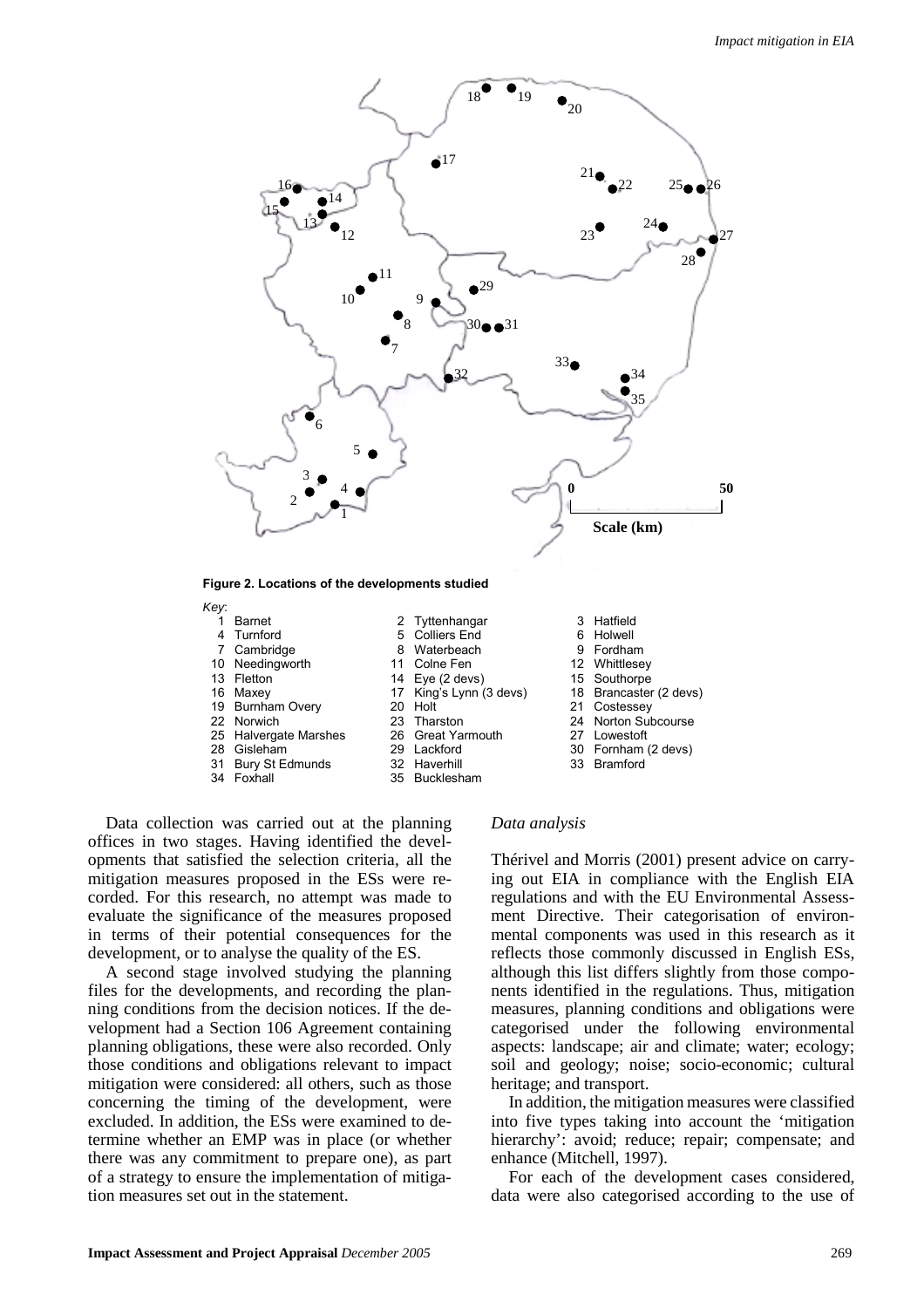**Figure 2. Locations of the developments studied**

*Key*:

| | | |
|---|---|---|
| 1 Barnet | 2 Tyttenhangar | 3 Hatfield |
| 4 Turnford | 5 Colliers End | 6 Holwell |
| 7 Cambridge | 8 Waterbeach | 9 Fordham |
| 10 Needingworth | 11 Colne Fen | 12 Whittlesey |
| 13 Fletton | 14 Eye (2 devs) | 15 Southorpe |
| 16 Maxey | 17 King's Lynn (3 devs) | 18 Brancaster (2 devs) |
| 19 Burnham Overy | 20 Holt | 21 Costessey |
| 22 Norwich | 23 Tharston | 24 Norton Subcourse |
| 25 Halvergate Marshes | 26 Great Yarmouth | 27 Lowestoft |
| 28 Gisleham | 29 Lackford | 30 Fornham (2 devs) |
| 31 Bury St Edmunds | 32 Haverhill | 33 Bramford |
| 34 Foxhall | 35 Bucklesham | |

Data collection was carried out at the planning offices in two stages. Having identified the developments that satisfied the selection criteria, all the mitigation measures proposed in the ESs were recorded. For this research, no attempt was made to evaluate the significance of the measures proposed in terms of their potential consequences for the development, or to analyse the quality of the ES.

A second stage involved studying the planning files for the developments, and recording the planning conditions from the decision notices. If the development had a Section 106 Agreement containing planning obligations, these were also recorded. Only those conditions and obligations relevant to impact mitigation were considered: all others, such as those concerning the timing of the development, were excluded. In addition, the ESs were examined to determine whether an EMP was in place (or whether there was any commitment to prepare one), as part of a strategy to ensure the implementation of mitigation measures set out in the statement.

### *Data analysis*

Thérivel and Morris (2001) present advice on carrying out EIA in compliance with the English EIA regulations and with the EU Environmental Assessment Directive. Their categorisation of environmental components was used in this research as it reflects those commonly discussed in English ESs, although this list differs slightly from those components identified in the regulations. Thus, mitigation measures, planning conditions and obligations were categorised under the following environmental aspects: landscape; air and climate; water; ecology; soil and geology; noise; socio-economic; cultural heritage; and transport.

In addition, the mitigation measures were classified into five types taking into account the 'mitigation hierarchy': avoid; reduce; repair; compensate; and enhance (Mitchell, 1997).

For each of the development cases considered, data were also categorised according to the use of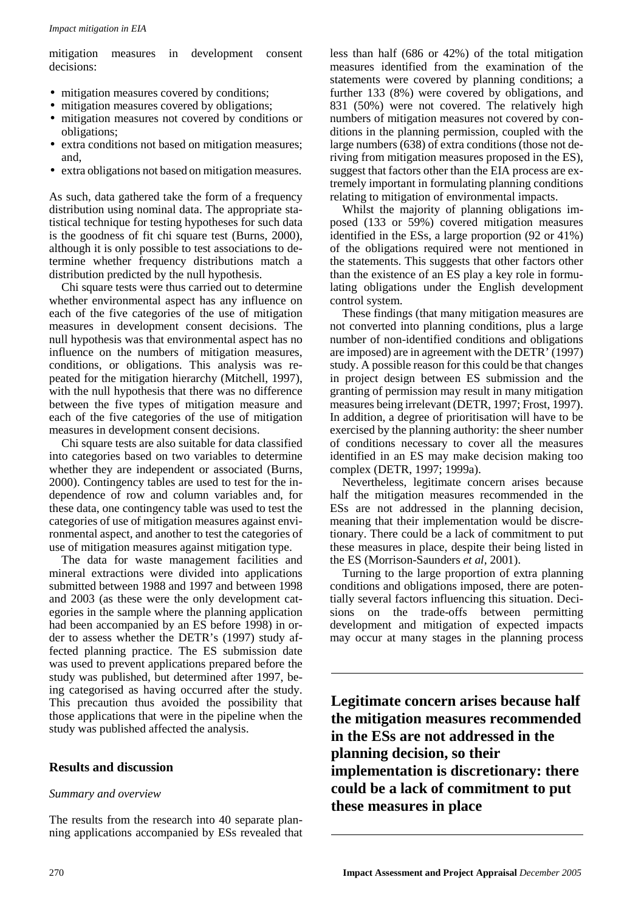mitigation measures in development consent decisions:

- mitigation measures covered by conditions;
- mitigation measures covered by obligations;
- mitigation measures not covered by conditions or obligations;
- extra conditions not based on mitigation measures; and,
- extra obligations not based on mitigation measures.

As such, data gathered take the form of a frequency distribution using nominal data. The appropriate statistical technique for testing hypotheses for such data is the goodness of fit chi square test (Burns, 2000), although it is only possible to test associations to determine whether frequency distributions match a distribution predicted by the null hypothesis.

Chi square tests were thus carried out to determine whether environmental aspect has any influence on each of the five categories of the use of mitigation measures in development consent decisions. The null hypothesis was that environmental aspect has no influence on the numbers of mitigation measures, conditions, or obligations. This analysis was repeated for the mitigation hierarchy (Mitchell, 1997), with the null hypothesis that there was no difference between the five types of mitigation measure and each of the five categories of the use of mitigation measures in development consent decisions.

Chi square tests are also suitable for data classified into categories based on two variables to determine whether they are independent or associated (Burns, 2000). Contingency tables are used to test for the independence of row and column variables and, for these data, one contingency table was used to test the categories of use of mitigation measures against environmental aspect, and another to test the categories of use of mitigation measures against mitigation type.

The data for waste management facilities and mineral extractions were divided into applications submitted between 1988 and 1997 and between 1998 and 2003 (as these were the only development categories in the sample where the planning application had been accompanied by an ES before 1998) in order to assess whether the DETR's (1997) study affected planning practice. The ES submission date was used to prevent applications prepared before the study was published, but determined after 1997, being categorised as having occurred after the study. This precaution thus avoided the possibility that those applications that were in the pipeline when the study was published affected the analysis.

## Results and discussion

### *Summary and overview*

The results from the research into 40 separate planning applications accompanied by ESs revealed that less than half (686 or 42%) of the total mitigation measures identified from the examination of the statements were covered by planning conditions; a further 133 (8%) were covered by obligations, and 831 (50%) were not covered. The relatively high numbers of mitigation measures not covered by conditions in the planning permission, coupled with the large numbers (638) of extra conditions (those not deriving from mitigation measures proposed in the ES), suggest that factors other than the EIA process are extremely important in formulating planning conditions relating to mitigation of environmental impacts.

Whilst the majority of planning obligations imposed (133 or 59%) covered mitigation measures identified in the ESs, a large proportion (92 or 41%) of the obligations required were not mentioned in the statements. This suggests that other factors other than the existence of an ES play a key role in formulating obligations under the English development control system.

These findings (that many mitigation measures are not converted into planning conditions, plus a large number of non-identified conditions and obligations are imposed) are in agreement with the DETR' (1997) study. A possible reason for this could be that changes in project design between ES submission and the granting of permission may result in many mitigation measures being irrelevant (DETR, 1997; Frost, 1997). In addition, a degree of prioritisation will have to be exercised by the planning authority: the sheer number of conditions necessary to cover all the measures identified in an ES may make decision making too complex (DETR, 1997; 1999a).

Nevertheless, legitimate concern arises because half the mitigation measures recommended in the ESs are not addressed in the planning decision, meaning that their implementation would be discretionary. There could be a lack of commitment to put these measures in place, despite their being listed in the ES (Morrison-Saunders *et al*, 2001).

Turning to the large proportion of extra planning conditions and obligations imposed, there are potentially several factors influencing this situation. Decisions on the trade-offs between permitting development and mitigation of expected impacts may occur at many stages in the planning process

**Legitimate concern arises because half the mitigation measures recommended in the ESs are not addressed in the planning decision, so their implementation is discretionary: there could be a lack of commitment to put these measures in place**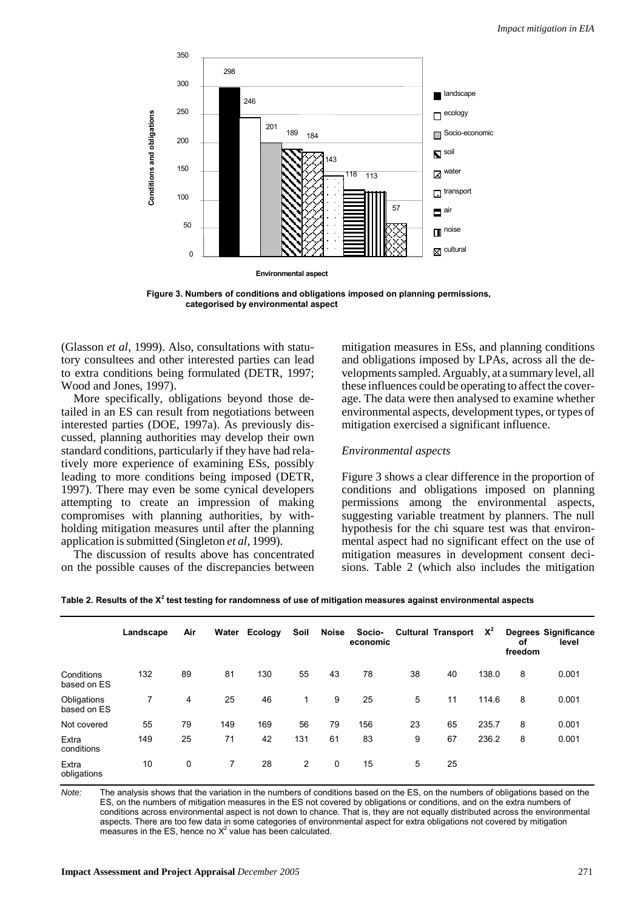Figure 3. Numbers of conditions and obligations imposed on planning permissions, categorised by environmental aspect

(Glasson *et al*, 1999). Also, consultations with statutory consultees and other interested parties can lead to extra conditions being formulated (DETR, 1997; Wood and Jones, 1997).

More specifically, obligations beyond those detailed in an ES can result from negotiations between interested parties (DOE, 1997a). As previously discussed, planning authorities may develop their own standard conditions, particularly if they have had relatively more experience of examining ESs, possibly leading to more conditions being imposed (DETR, 1997). There may even be some cynical developers attempting to create an impression of making compromises with planning authorities, by withholding mitigation measures until after the planning application is submitted (Singleton *et al*, 1999).

The discussion of results above has concentrated on the possible causes of the discrepancies between mitigation measures in ESs, and planning conditions and obligations imposed by LPAs, across all the developments sampled. Arguably, at a summary level, all these influences could be operating to affect the coverage. The data were then analysed to examine whether environmental aspects, development types, or types of mitigation exercised a significant influence.

### *Environmental aspects*

Figure 3 shows a clear difference in the proportion of conditions and obligations imposed on planning permissions among the environmental aspects, suggesting variable treatment by planners. The null hypothesis for the chi square test was that environmental aspect had no significant effect on the use of mitigation measures in development consent decisions. Table 2 (which also includes the mitigation

**Table 2. Results of the $X^2$ test testing for randomness of use of mitigation measures against environmental aspects**

| | Landscape | Air | Water | Ecology | Soil | Noise | Socio-economic | Cultural | Transport | $X^2$ | Degrees of freedom | Significance level |
|---|---|---|---|---|---|---|---|---|---|---|---|---|
| Conditions based on ES | 132 | 89 | 81 | 130 | 55 | 43 | 78 | 38 | 40 | 138.0 | 8 | 0.001 |
| Obligations based on ES | 7 | 4 | 25 | 46 | 1 | 9 | 25 | 5 | 11 | 114.6 | 8 | 0.001 |
| Not covered | 55 | 79 | 149 | 169 | 56 | 79 | 156 | 23 | 65 | 235.7 | 8 | 0.001 |
| Extra conditions | 149 | 25 | 71 | 42 | 131 | 61 | 83 | 9 | 67 | 236.2 | 8 | 0.001 |
| Extra obligations | 10 | 0 | 7 | 28 | 2 | 0 | 15 | 5 | 25 | | | |

*Note:* The analysis shows that the variation in the numbers of conditions based on the ES, on the numbers of obligations based on the ES, on the numbers of mitigation measures in the ES not covered by obligations or conditions, and on the extra numbers of conditions across environmental aspect is not down to chance. That is, they are not equally distributed across the environmental aspects. There are too few data in some categories of environmental aspect for extra obligations not covered by mitigation measures in the ES, hence no $X^2$ value has been calculated.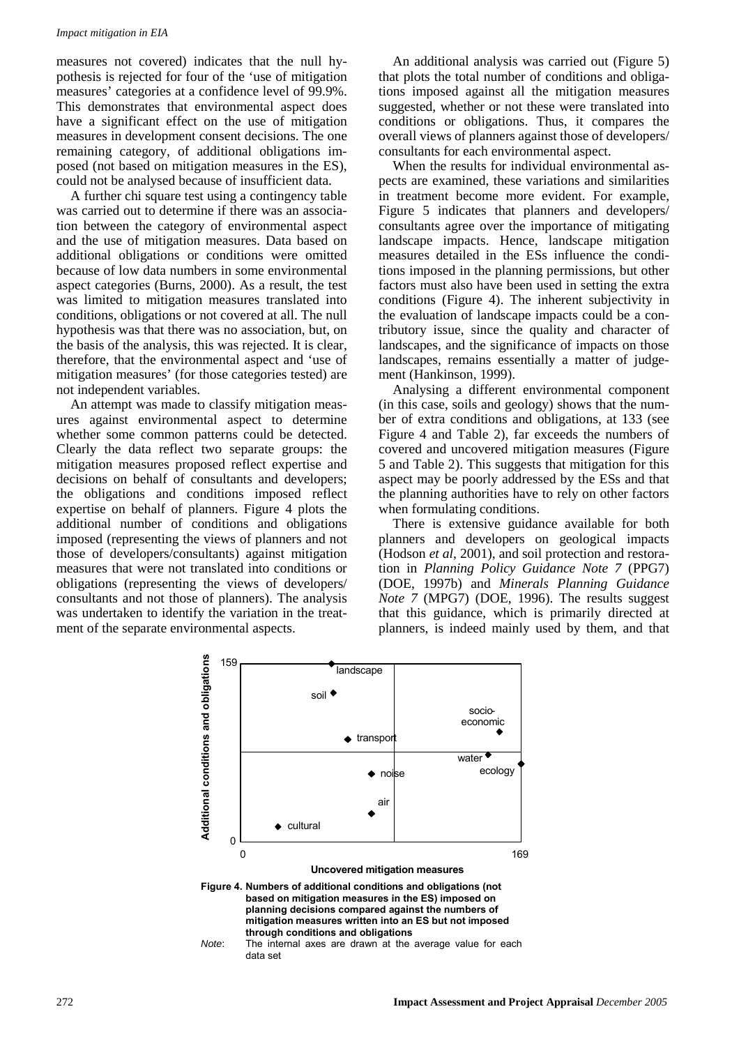measures not covered) indicates that the null hypothesis is rejected for four of the 'use of mitigation measures' categories at a confidence level of 99.9%. This demonstrates that environmental aspect does have a significant effect on the use of mitigation measures in development consent decisions. The one remaining category, of additional obligations imposed (not based on mitigation measures in the ES), could not be analysed because of insufficient data.

A further chi square test using a contingency table was carried out to determine if there was an association between the category of environmental aspect and the use of mitigation measures. Data based on additional obligations or conditions were omitted because of low data numbers in some environmental aspect categories (Burns, 2000). As a result, the test was limited to mitigation measures translated into conditions, obligations or not covered at all. The null hypothesis was that there was no association, but, on the basis of the analysis, this was rejected. It is clear, therefore, that the environmental aspect and 'use of mitigation measures' (for those categories tested) are not independent variables.

An attempt was made to classify mitigation measures against environmental aspect to determine whether some common patterns could be detected. Clearly the data reflect two separate groups: the mitigation measures proposed reflect expertise and decisions on behalf of consultants and developers; the obligations and conditions imposed reflect expertise on behalf of planners. Figure 4 plots the additional number of conditions and obligations imposed (representing the views of planners and not those of developers/consultants) against mitigation measures that were not translated into conditions or obligations (representing the views of developers/consultants and not those of planners). The analysis was undertaken to identify the variation in the treatment of the separate environmental aspects.

An additional analysis was carried out (Figure 5) that plots the total number of conditions and obligations imposed against all the mitigation measures suggested, whether or not these were translated into conditions or obligations. Thus, it compares the overall views of planners against those of developers/consultants for each environmental aspect.

When the results for individual environmental aspects are examined, these variations and similarities in treatment become more evident. For example, Figure 5 indicates that planners and developers/consultants agree over the importance of mitigating landscape impacts. Hence, landscape mitigation measures detailed in the ESs influence the conditions imposed in the planning permissions, but other factors must also have been used in setting the extra conditions (Figure 4). The inherent subjectivity in the evaluation of landscape impacts could be a contributory issue, since the quality and character of landscapes, and the significance of impacts on those landscapes, remains essentially a matter of judgement (Hankinson, 1999).

Analysing a different environmental component (in this case, soils and geology) shows that the number of extra conditions and obligations, at 133 (see Figure 4 and Table 2), far exceeds the numbers of covered and uncovered mitigation measures (Figure 5 and Table 2). This suggests that mitigation for this aspect may be poorly addressed by the ESs and that the planning authorities have to rely on other factors when formulating conditions.

There is extensive guidance available for both planners and developers on geological impacts (Hodson *et al*, 2001), and soil protection and restoration in *Planning Policy Guidance Note 7* (PPG7) (DOE, 1997b) and *Minerals Planning Guidance Note 7* (MPG7) (DOE, 1996). The results suggest that this guidance, which is primarily directed at planners, is indeed mainly used by them, and that

Additional conditions and obligations

159

0

0

169

Uncovered mitigation measures

landscape

soil

socio-economic

transport

water

ecology

noise

air

cultural

**Figure 4. Numbers of additional conditions and obligations (not based on mitigation measures in the ES) imposed on planning decisions compared against the numbers of mitigation measures written into an ES but not imposed through conditions and obligations**

*Note*: The internal axes are drawn at the average value for each data set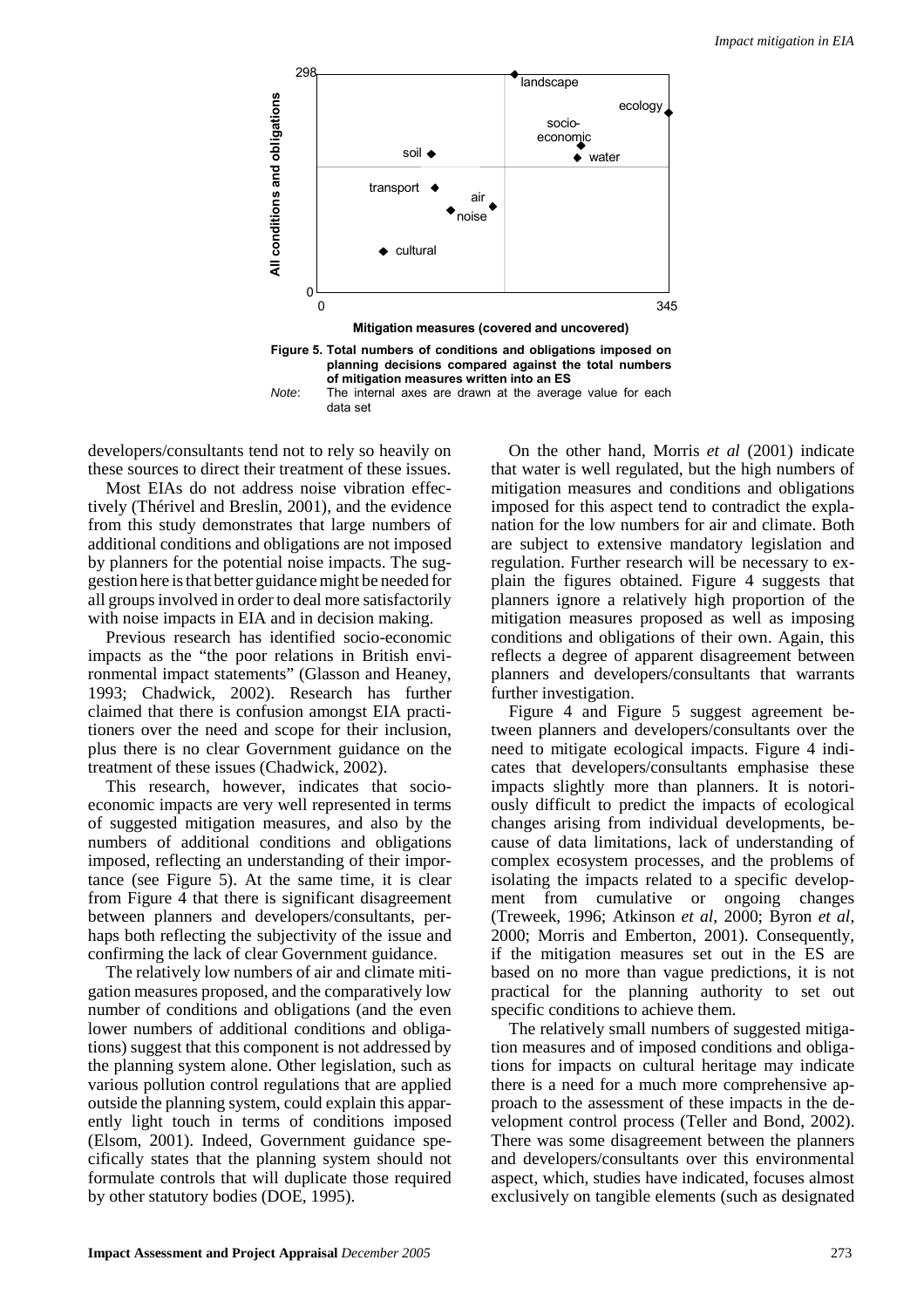**Figure 5. Total numbers of conditions and obligations imposed on planning decisions compared against the total numbers of mitigation measures written into an ES**

*Note*: The internal axes are drawn at the average value for each data set

developers/consultants tend not to rely so heavily on these sources to direct their treatment of these issues.

Most EIAs do not address noise vibration effectively (Thérivel and Breslin, 2001), and the evidence from this study demonstrates that large numbers of additional conditions and obligations are not imposed by planners for the potential noise impacts. The suggestion here is that better guidance might be needed for all groups involved in order to deal more satisfactorily with noise impacts in EIA and in decision making.

Previous research has identified socio-economic impacts as the "the poor relations in British environmental impact statements" (Glasson and Heaney, 1993; Chadwick, 2002). Research has further claimed that there is confusion amongst EIA practitioners over the need and scope for their inclusion, plus there is no clear Government guidance on the treatment of these issues (Chadwick, 2002).

This research, however, indicates that socio-economic impacts are very well represented in terms of suggested mitigation measures, and also by the numbers of additional conditions and obligations imposed, reflecting an understanding of their importance (see Figure 5). At the same time, it is clear from Figure 4 that there is significant disagreement between planners and developers/consultants, perhaps both reflecting the subjectivity of the issue and confirming the lack of clear Government guidance.

The relatively low numbers of air and climate mitigation measures proposed, and the comparatively low number of conditions and obligations (and the even lower numbers of additional conditions and obligations) suggest that this component is not addressed by the planning system alone. Other legislation, such as various pollution control regulations that are applied outside the planning system, could explain this apparently light touch in terms of conditions imposed (Elsom, 2001). Indeed, Government guidance specifically states that the planning system should not formulate controls that will duplicate those required by other statutory bodies (DOE, 1995).

On the other hand, Morris *et al* (2001) indicate that water is well regulated, but the high numbers of mitigation measures and conditions and obligations imposed for this aspect tend to contradict the explanation for the low numbers for air and climate. Both are subject to extensive mandatory legislation and regulation. Further research will be necessary to explain the figures obtained. Figure 4 suggests that planners ignore a relatively high proportion of the mitigation measures proposed as well as imposing conditions and obligations of their own. Again, this reflects a degree of apparent disagreement between planners and developers/consultants that warrants further investigation.

Figure 4 and Figure 5 suggest agreement between planners and developers/consultants over the need to mitigate ecological impacts. Figure 4 indicates that developers/consultants emphasise these impacts slightly more than planners. It is notoriously difficult to predict the impacts of ecological changes arising from individual developments, because of data limitations, lack of understanding of complex ecosystem processes, and the problems of isolating the impacts related to a specific development from cumulative or ongoing changes (Treweek, 1996; Atkinson *et al*, 2000; Byron *et al*, 2000; Morris and Emberton, 2001). Consequently, if the mitigation measures set out in the ES are based on no more than vague predictions, it is not practical for the planning authority to set out specific conditions to achieve them.

The relatively small numbers of suggested mitigation measures and of imposed conditions and obligations for impacts on cultural heritage may indicate there is a need for a much more comprehensive approach to the assessment of these impacts in the development control process (Teller and Bond, 2002). There was some disagreement between the planners and developers/consultants over this environmental aspect, which, studies have indicated, focuses almost exclusively on tangible elements (such as designated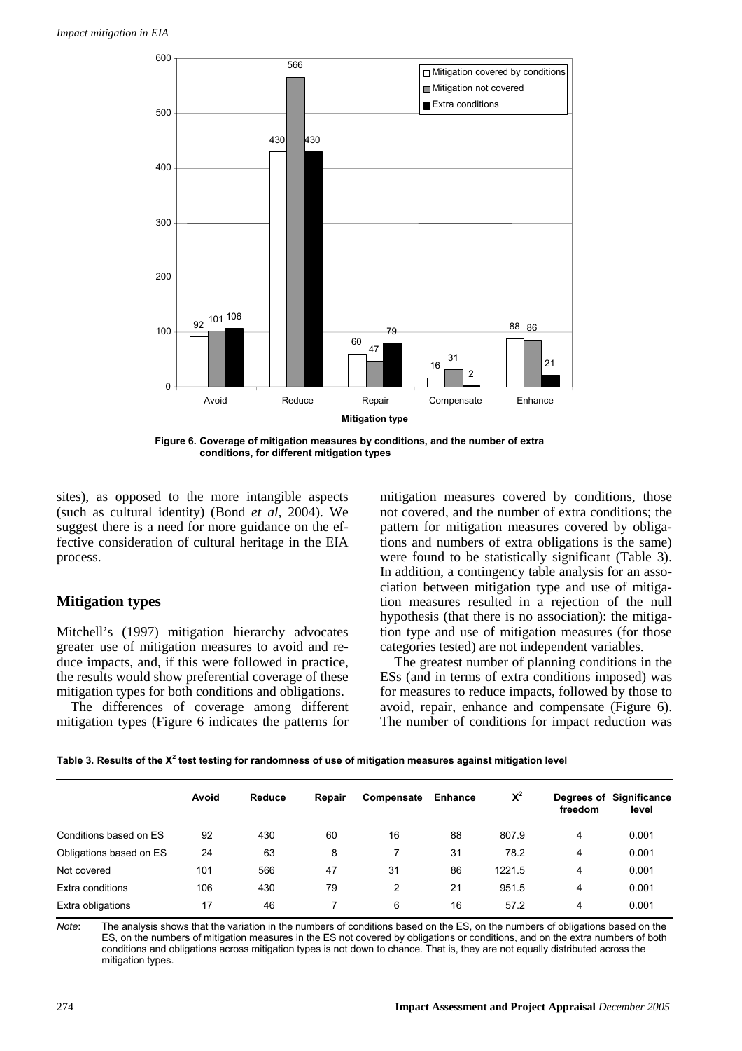Figure 6. Coverage of mitigation measures by conditions, and the number of extra conditions, for different mitigation types

sites), as opposed to the more intangible aspects (such as cultural identity) (Bond *et al*, 2004). We suggest there is a need for more guidance on the effective consideration of cultural heritage in the EIA process.

## Mitigation types

Mitchell's (1997) mitigation hierarchy advocates greater use of mitigation measures to avoid and reduce impacts, and, if this were followed in practice, the results would show preferential coverage of these mitigation types for both conditions and obligations.

The differences of coverage among different mitigation types (Figure 6 indicates the patterns for mitigation measures covered by conditions, those not covered, and the number of extra conditions; the pattern for mitigation measures covered by obligations and numbers of extra obligations is the same) were found to be statistically significant (Table 3). In addition, a contingency table analysis for an association between mitigation type and use of mitigation measures resulted in a rejection of the null hypothesis (that there is no association): the mitigation type and use of mitigation measures (for those categories tested) are not independent variables.

The greatest number of planning conditions in the ESs (and in terms of extra conditions imposed) was for measures to reduce impacts, followed by those to avoid, repair, enhance and compensate (Figure 6). The number of conditions for impact reduction was

**Table 3. Results of the $X^2$ test testing for randomness of use of mitigation measures against mitigation level**

| | Avoid | Reduce | Repair | Compensate | Enhance | $X^2$ | Degrees of freedom | Significance level |
|---|---|---|---|---|---|---|---|---|
| Conditions based on ES | 92 | 430 | 60 | 16 | 88 | 807.9 | 4 | 0.001 |
| Obligations based on ES | 24 | 63 | 8 | 7 | 31 | 78.2 | 4 | 0.001 |
| Not covered | 101 | 566 | 47 | 31 | 86 | 1221.5 | 4 | 0.001 |
| Extra conditions | 106 | 430 | 79 | 2 | 21 | 951.5 | 4 | 0.001 |
| Extra obligations | 17 | 46 | 7 | 6 | 16 | 57.2 | 4 | 0.001 |

*Note*: The analysis shows that the variation in the numbers of conditions based on the ES, on the numbers of obligations based on the ES, on the numbers of mitigation measures in the ES not covered by obligations or conditions, and on the extra numbers of both conditions and obligations across mitigation types is not down to chance. That is, they are not equally distributed across the mitigation types.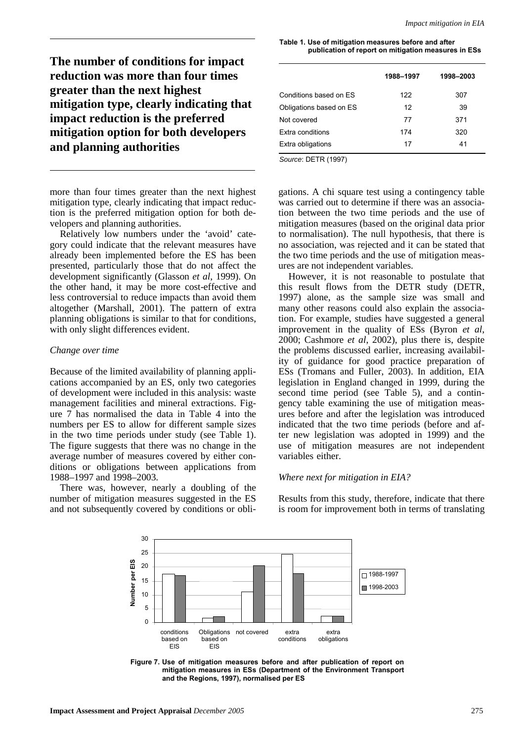**The number of conditions for impact reduction was more than four times greater than the next highest mitigation type, clearly indicating that impact reduction is the preferred mitigation option for both developers and planning authorities**

more than four times greater than the next highest mitigation type, clearly indicating that impact reduction is the preferred mitigation option for both developers and planning authorities.

Relatively low numbers under the 'avoid' category could indicate that the relevant measures have already been implemented before the ES has been presented, particularly those that do not affect the development significantly (Glasson *et al*, 1999). On the other hand, it may be more cost-effective and less controversial to reduce impacts than avoid them altogether (Marshall, 2001). The pattern of extra planning obligations is similar to that for conditions, with only slight differences evident.

*Change over time*

Because of the limited availability of planning applications accompanied by an ES, only two categories of development were included in this analysis: waste management facilities and mineral extractions. Figure 7 has normalised the data in Table 4 into the numbers per ES to allow for different sample sizes in the two time periods under study (see Table 1). The figure suggests that there was no change in the average number of measures covered by either conditions or obligations between applications from 1988–1997 and 1998–2003.

There was, however, nearly a doubling of the number of mitigation measures suggested in the ES and not subsequently covered by conditions or obligations. A chi square test using a contingency table was carried out to determine if there was an association between the two time periods and the use of mitigation measures (based on the original data prior to normalisation). The null hypothesis, that there is no association, was rejected and it can be stated that the two time periods and the use of mitigation measures are not independent variables.

However, it is not reasonable to postulate that this result flows from the DETR study (DETR, 1997) alone, as the sample size was small and many other reasons could also explain the association. For example, studies have suggested a general improvement in the quality of ESs (Byron *et al*, 2000; Cashmore *et al*, 2002), plus there is, despite the problems discussed earlier, increasing availability of guidance for good practice preparation of ESs (Tromans and Fuller, 2003). In addition, EIA legislation in England changed in 1999, during the second time period (see Table 5), and a contingency table examining the use of mitigation measures before and after the legislation was introduced indicated that the two time periods (before and after new legislation was adopted in 1999) and the use of mitigation measures are not independent variables either.

**Table 1. Use of mitigation measures before and after publication of report on mitigation measures in ESs**

| | 1988–1997 | 1998–2003 |
|---|---|---|
| Conditions based on ES | 122 | 307 |
| Obligations based on ES | 12 | 39 |
| Not covered | 77 | 371 |
| Extra conditions | 174 | 320 |
| Extra obligations | 17 | 41 |

*Source*: DETR (1997)

*Where next for mitigation in EIA?*

Results from this study, therefore, indicate that there is room for improvement both in terms of translating

**Figure 7. Use of mitigation measures before and after publication of report on mitigation measures in ESs (Department of the Environment Transport and the Regions, 1997), normalised per ES**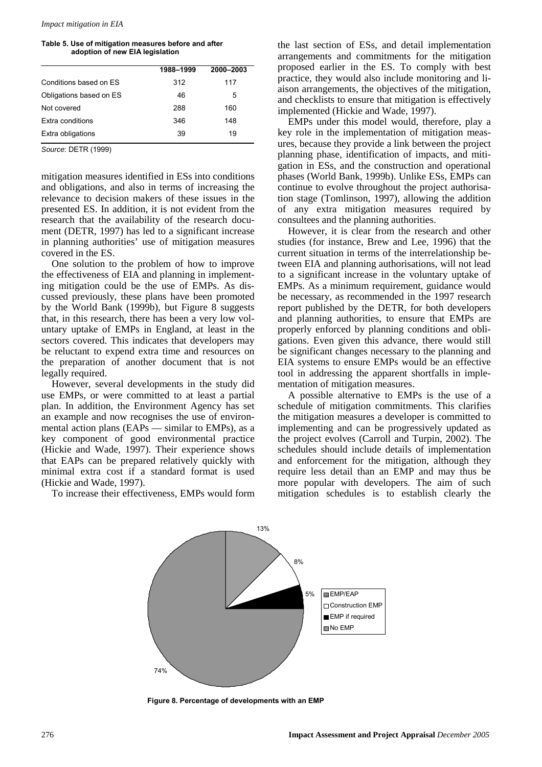**Table 5. Use of mitigation measures before and after adoption of new EIA legislation**

| | 1988–1999 | 2000–2003 |
|---|---|---|
| Conditions based on ES | 312 | 117 |
| Obligations based on ES | 46 | 5 |
| Not covered | 288 | 160 |
| Extra conditions | 346 | 148 |
| Extra obligations | 39 | 19 |

*Source*: DETR (1999)

mitigation measures identified in ESs into conditions and obligations, and also in terms of increasing the relevance to decision makers of these issues in the presented ES. In addition, it is not evident from the research that the availability of the research document (DETR, 1997) has led to a significant increase in planning authorities' use of mitigation measures covered in the ES.

One solution to the problem of how to improve the effectiveness of EIA and planning in implementing mitigation could be the use of EMPs. As discussed previously, these plans have been promoted by the World Bank (1999b), but Figure 8 suggests that, in this research, there has been a very low voluntary uptake of EMPs in England, at least in the sectors covered. This indicates that developers may be reluctant to expend extra time and resources on the preparation of another document that is not legally required.

However, several developments in the study did use EMPs, or were committed to at least a partial plan. In addition, the Environment Agency has set an example and now recognises the use of environmental action plans (EAPs — similar to EMPs), as a key component of good environmental practice (Hickie and Wade, 1997). Their experience shows that EAPs can be prepared relatively quickly with minimal extra cost if a standard format is used (Hickie and Wade, 1997).

To increase their effectiveness, EMPs would form the last section of ESs, and detail implementation arrangements and commitments for the mitigation proposed earlier in the ES. To comply with best practice, they would also include monitoring and liaison arrangements, the objectives of the mitigation, and checklists to ensure that mitigation is effectively implemented (Hickie and Wade, 1997).

EMPs under this model would, therefore, play a key role in the implementation of mitigation measures, because they provide a link between the project planning phase, identification of impacts, and mitigation in ESs, and the construction and operational phases (World Bank, 1999b). Unlike ESs, EMPs can continue to evolve throughout the project authorisation stage (Tomlinson, 1997), allowing the addition of any extra mitigation measures required by consultees and the planning authorities.

However, it is clear from the research and other studies (for instance, Brew and Lee, 1996) that the current situation in terms of the interrelationship between EIA and planning authorisations, will not lead to a significant increase in the voluntary uptake of EMPs. As a minimum requirement, guidance would be necessary, as recommended in the 1997 research report published by the DETR, for both developers and planning authorities, to ensure that EMPs are properly enforced by planning conditions and obligations. Even given this advance, there would still be significant changes necessary to the planning and EIA systems to ensure EMPs would be an effective tool in addressing the apparent shortfalls in implementation of mitigation measures.

A possible alternative to EMPs is the use of a schedule of mitigation commitments. This clarifies the mitigation measures a developer is committed to implementing and can be progressively updated as the project evolves (Carroll and Turpin, 2002). The schedules should include details of implementation and enforcement for the mitigation, although they require less detail than an EMP and may thus be more popular with developers. The aim of such mitigation schedules is to establish clearly the

| Category | Percentage |
|---|---|
| EMP/EAP | 13% |
| Construction EMP | 8% |
| EMP if required | 5% |
| No EMP | 74% |

**Figure 8. Percentage of developments with an EMP**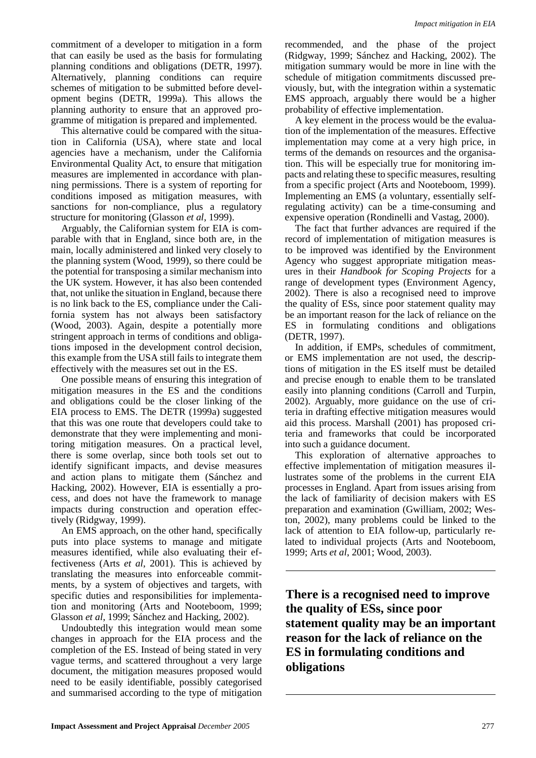commitment of a developer to mitigation in a form that can easily be used as the basis for formulating planning conditions and obligations (DETR, 1997). Alternatively, planning conditions can require schemes of mitigation to be submitted before development begins (DETR, 1999a). This allows the planning authority to ensure that an approved programme of mitigation is prepared and implemented.

This alternative could be compared with the situation in California (USA), where state and local agencies have a mechanism, under the California Environmental Quality Act, to ensure that mitigation measures are implemented in accordance with planning permissions. There is a system of reporting for conditions imposed as mitigation measures, with sanctions for non-compliance, plus a regulatory structure for monitoring (Glasson *et al*, 1999).

Arguably, the Californian system for EIA is comparable with that in England, since both are, in the main, locally administered and linked very closely to the planning system (Wood, 1999), so there could be the potential for transposing a similar mechanism into the UK system. However, it has also been contended that, not unlike the situation in England, because there is no link back to the ES, compliance under the California system has not always been satisfactory (Wood, 2003). Again, despite a potentially more stringent approach in terms of conditions and obligations imposed in the development control decision, this example from the USA still fails to integrate them effectively with the measures set out in the ES.

One possible means of ensuring this integration of mitigation measures in the ES and the conditions and obligations could be the closer linking of the EIA process to EMS. The DETR (1999a) suggested that this was one route that developers could take to demonstrate that they were implementing and monitoring mitigation measures. On a practical level, there is some overlap, since both tools set out to identify significant impacts, and devise measures and action plans to mitigate them (Sánchez and Hacking, 2002). However, EIA is essentially a process, and does not have the framework to manage impacts during construction and operation effectively (Ridgway, 1999).

An EMS approach, on the other hand, specifically puts into place systems to manage and mitigate measures identified, while also evaluating their effectiveness (Arts *et al*, 2001). This is achieved by translating the measures into enforceable commitments, by a system of objectives and targets, with specific duties and responsibilities for implementation and monitoring (Arts and Nooteboom, 1999; Glasson *et al*, 1999; Sánchez and Hacking, 2002).

Undoubtedly this integration would mean some changes in approach for the EIA process and the completion of the ES. Instead of being stated in very vague terms, and scattered throughout a very large document, the mitigation measures proposed would need to be easily identifiable, possibly categorised and summarised according to the type of mitigation recommended, and the phase of the project (Ridgway, 1999; Sánchez and Hacking, 2002). The mitigation summary would be more in line with the schedule of mitigation commitments discussed previously, but, with the integration within a systematic EMS approach, arguably there would be a higher probability of effective implementation.

A key element in the process would be the evaluation of the implementation of the measures. Effective implementation may come at a very high price, in terms of the demands on resources and the organisation. This will be especially true for monitoring impacts and relating these to specific measures, resulting from a specific project (Arts and Nooteboom, 1999). Implementing an EMS (a voluntary, essentially self-regulating activity) can be a time-consuming and expensive operation (Rondinelli and Vastag, 2000).

The fact that further advances are required if the record of implementation of mitigation measures is to be improved was identified by the Environment Agency who suggest appropriate mitigation measures in their *Handbook for Scoping Projects* for a range of development types (Environment Agency, 2002). There is also a recognised need to improve the quality of ESs, since poor statement quality may be an important reason for the lack of reliance on the ES in formulating conditions and obligations (DETR, 1997).

In addition, if EMPs, schedules of commitment, or EMS implementation are not used, the descriptions of mitigation in the ES itself must be detailed and precise enough to enable them to be translated easily into planning conditions (Carroll and Turpin, 2002). Arguably, more guidance on the use of criteria in drafting effective mitigation measures would aid this process. Marshall (2001) has proposed criteria and frameworks that could be incorporated into such a guidance document.

This exploration of alternative approaches to effective implementation of mitigation measures illustrates some of the problems in the current EIA processes in England. Apart from issues arising from the lack of familiarity of decision makers with ES preparation and examination (Gwilliam, 2002; Weston, 2002), many problems could be linked to the lack of attention to EIA follow-up, particularly related to individual projects (Arts and Nooteboom, 1999; Arts *et al*, 2001; Wood, 2003).

**There is a recognised need to improve the quality of ESs, since poor statement quality may be an important reason for the lack of reliance on the ES in formulating conditions and obligations**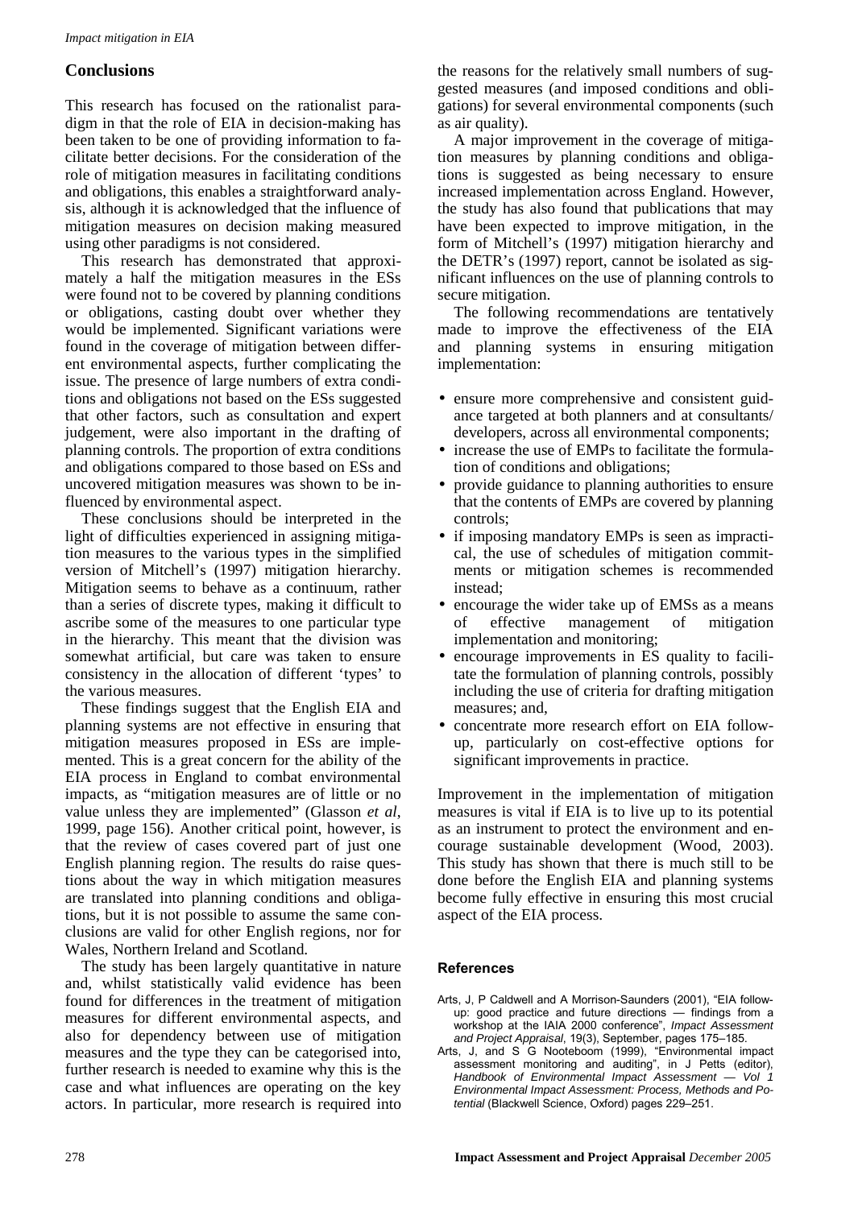## Conclusions

This research has focused on the rationalist paradigm in that the role of EIA in decision-making has been taken to be one of providing information to facilitate better decisions. For the consideration of the role of mitigation measures in facilitating conditions and obligations, this enables a straightforward analysis, although it is acknowledged that the influence of mitigation measures on decision making measured using other paradigms is not considered.

This research has demonstrated that approximately a half the mitigation measures in the ESs were found not to be covered by planning conditions or obligations, casting doubt over whether they would be implemented. Significant variations were found in the coverage of mitigation between different environmental aspects, further complicating the issue. The presence of large numbers of extra conditions and obligations not based on the ESs suggested that other factors, such as consultation and expert judgement, were also important in the drafting of planning controls. The proportion of extra conditions and obligations compared to those based on ESs and uncovered mitigation measures was shown to be influenced by environmental aspect.

These conclusions should be interpreted in the light of difficulties experienced in assigning mitigation measures to the various types in the simplified version of Mitchell's (1997) mitigation hierarchy. Mitigation seems to behave as a continuum, rather than a series of discrete types, making it difficult to ascribe some of the measures to one particular type in the hierarchy. This meant that the division was somewhat artificial, but care was taken to ensure consistency in the allocation of different 'types' to the various measures.

These findings suggest that the English EIA and planning systems are not effective in ensuring that mitigation measures proposed in ESs are implemented. This is a great concern for the ability of the EIA process in England to combat environmental impacts, as "mitigation measures are of little or no value unless they are implemented" (Glasson *et al*, 1999, page 156). Another critical point, however, is that the review of cases covered part of just one English planning region. The results do raise questions about the way in which mitigation measures are translated into planning conditions and obligations, but it is not possible to assume the same conclusions are valid for other English regions, nor for Wales, Northern Ireland and Scotland.

The study has been largely quantitative in nature and, whilst statistically valid evidence has been found for differences in the treatment of mitigation measures for different environmental aspects, and also for dependency between use of mitigation measures and the type they can be categorised into, further research is needed to examine why this is the case and what influences are operating on the key actors. In particular, more research is required into the reasons for the relatively small numbers of suggested measures (and imposed conditions and obligations) for several environmental components (such as air quality).

A major improvement in the coverage of mitigation measures by planning conditions and obligations is suggested as being necessary to ensure increased implementation across England. However, the study has also found that publications that may have been expected to improve mitigation, in the form of Mitchell's (1997) mitigation hierarchy and the DETR's (1997) report, cannot be isolated as significant influences on the use of planning controls to secure mitigation.

The following recommendations are tentatively made to improve the effectiveness of the EIA and planning systems in ensuring mitigation implementation:

- ensure more comprehensive and consistent guidance targeted at both planners and at consultants/developers, across all environmental components;
- increase the use of EMPs to facilitate the formulation of conditions and obligations;
- provide guidance to planning authorities to ensure that the contents of EMPs are covered by planning controls;
- if imposing mandatory EMPs is seen as impractical, the use of schedules of mitigation commitments or mitigation schemes is recommended instead;
- encourage the wider take up of EMSs as a means of effective management of mitigation implementation and monitoring;
- encourage improvements in ES quality to facilitate the formulation of planning controls, possibly including the use of criteria for drafting mitigation measures; and,
- concentrate more research effort on EIA follow-up, particularly on cost-effective options for significant improvements in practice.

Improvement in the implementation of mitigation measures is vital if EIA is to live up to its potential as an instrument to protect the environment and encourage sustainable development (Wood, 2003). This study has shown that there is much still to be done before the English EIA and planning systems become fully effective in ensuring this most crucial aspect of the EIA process.

## References

Arts, J, P Caldwell and A Morrison-Saunders (2001), "EIA follow-up: good practice and future directions — findings from a workshop at the IAIA 2000 conference", *Impact Assessment and Project Appraisal*, 19(3), September, pages 175–185.

Arts, J, and S G Nooteboom (1999), "Environmental impact assessment monitoring and auditing", in J Petts (editor), *Handbook of Environmental Impact Assessment — Vol 1 Environmental Impact Assessment: Process, Methods and Potential* (Blackwell Science, Oxford) pages 229–251.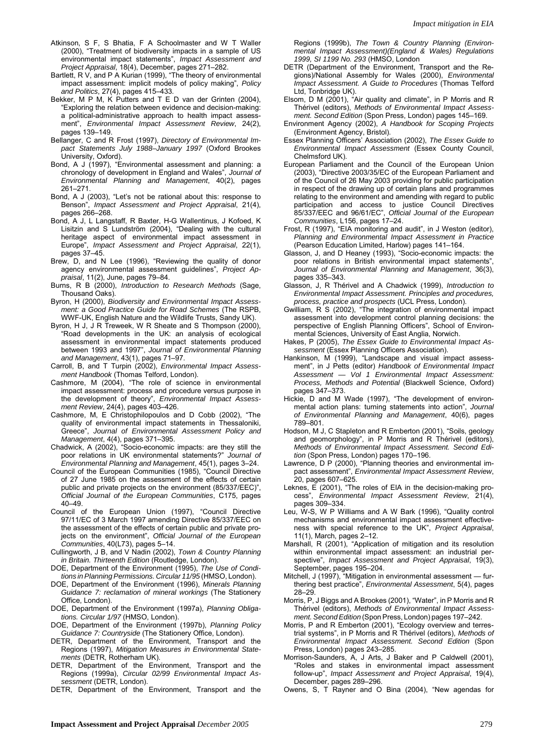Atkinson, S F, S Bhatia, F A Schoolmaster and W T Waller (2000), "Treatment of biodiversity impacts in a sample of US environmental impact statements", *Impact Assessment and Project Appraisal*, 18(4), December, pages 271–282.

Bartlett, R V, and P A Kurian (1999), "The theory of environmental impact assessment: implicit models of policy making", *Policy and Politics*, 27(4), pages 415–433.

Bekker, M P M, K Putters and T E D van der Grinten (2004), "Exploring the relation between evidence and decision-making: a political-administrative approach to health impact assessment", *Environmental Impact Assessment Review*, 24(2), pages 139–149.

Bellanger, C and R Frost (1997), *Directory of Environmental Impact Statements July 1988–January 1997* (Oxford Brookes University, Oxford).

Bond, A J (1997), "Environmental assessment and planning: a chronology of development in England and Wales", *Journal of Environmental Planning and Management*, 40(2), pages 261–271.

Bond, A J (2003), "Let's not be rational about this: response to Benson", *Impact Assessment and Project Appraisal*, 21(4), pages 266–268.

Bond, A J, L Langstaff, R Baxter, H-G Wallentinus, J Kofoed, K Lisitzin and S Lundström (2004), "Dealing with the cultural heritage aspect of environmental impact assessment in Europe", *Impact Assessment and Project Appraisal*, 22(1), pages 37–45.

Brew, D, and N Lee (1996), "Reviewing the quality of donor agency environmental assessment guidelines", *Project Appraisal*, 11(2), June, pages 79–84.

Burns, R B (2000), *Introduction to Research Methods* (Sage, Thousand Oaks).

Byron, H (2000), *Biodiversity and Environmental Impact Assessment: a Good Practice Guide for Road Schemes* (The RSPB, WWF-UK, English Nature and the Wildlife Trusts, Sandy UK).

Byron, H J, J R Treweek, W R Sheate and S Thompson (2000), "Road developments in the UK: an analysis of ecological assessment in environmental impact statements produced between 1993 and 1997", *Journal of Environmental Planning and Management*, 43(1), pages 71–97.

Carroll, B, and T Turpin (2002), *Environmental Impact Assessment Handbook* (Thomas Telford, London).

Cashmore, M (2004), "The role of science in environmental impact assessment: process and procedure versus purpose in the development of theory", *Environmental Impact Assessment Review*, 24(4), pages 403–426.

Cashmore, M, E Christophilopoulos and D Cobb (2002), "The quality of environmental impact statements in Thessaloniki, Greece", *Journal of Environmental Assessment Policy and Management*, 4(4), pages 371–395.

Chadwick, A (2002), "Socio-economic impacts: are they still the poor relations in UK environmental statements?" *Journal of Environmental Planning and Management*, 45(1), pages 3–24.

Council of the European Communities (1985), "Council Directive of 27 June 1985 on the assessment of the effects of certain public and private projects on the environment (85/337/EEC)", *Official Journal of the European Communities*, C175, pages 40–49.

Council of the European Union (1997), "Council Directive 97/11/EC of 3 March 1997 amending Directive 85/337/EEC on the assessment of the effects of certain public and private projects on the environment", *Official Journal of the European Communities*, 40(L73), pages 5–14.

Cullingworth, J B, and V Nadin (2002), *Town & Country Planning in Britain. Thirteenth Edition* (Routledge, London).

DOE, Department of the Environment (1995), *The Use of Conditions in Planning Permissions. Circular 11/95* (HMSO, London).

DOE, Department of the Environment (1996), *Minerals Planning Guidance 7: reclamation of mineral workings* (The Stationery Office, London).

DOE, Department of the Environment (1997a), *Planning Obligations. Circular 1/97* (HMSO, London).

DOE, Department of the Environment (1997b), *Planning Policy Guidance 7: Countryside* (The Stationery Office, London).

DETR, Department of the Environment, Transport and the Regions (1997), *Mitigation Measures in Environmental Statements* (DETR, Rotherham UK).

DETR, Department of the Environment, Transport and the Regions (1999a), *Circular 02/99 Environmental Impact Assessment* (DETR, London).

DETR, Department of the Environment, Transport and the Regions (1999b), *The Town & Country Planning (Environmental Impact Assessment)(England & Wales) Regulations 1999, SI 1199 No. 293* (HMSO, London

DETR (Department of the Environment, Transport and the Regions)/National Assembly for Wales (2000), *Environmental Impact Assessment. A Guide to Procedures* (Thomas Telford Ltd, Tonbridge UK).

Elsom, D M (2001), "Air quality and climate", in P Morris and R Thérivel (editors), *Methods of Environmental Impact Assessment. Second Edition* (Spon Press, London) pages 145–169.

Environment Agency (2002), *A Handbook for Scoping Projects* (Environment Agency, Bristol).

Essex Planning Officers' Association (2002), *The Essex Guide to Environmental Impact Assessment* (Essex County Council, Chelmsford UK).

European Parliament and the Council of the European Union (2003), "Directive 2003/35/EC of the European Parliament and of the Council of 26 May 2003 providing for public participation in respect of the drawing up of certain plans and programmes relating to the environment and amending with regard to public participation and access to justice Council Directives 85/337/EEC and 96/61/EC", *Official Journal of the European Communities*, L156, pages 17–24.

Frost, R (1997), "EIA monitoring and audit", in J Weston (editor), *Planning and Environmental Impact Assessment in Practice* (Pearson Education Limited, Harlow) pages 141–164.

Glasson, J, and D Heaney (1993), "Socio-economic impacts: the poor relations in British environmental impact statements", *Journal of Environmental Planning and Management*, 36(3), pages 335–343.

Glasson, J, R Thérivel and A Chadwick (1999), *Introduction to Environmental Impact Assessment. Principles and procedures, process, practice and prospects* (UCL Press, London).

Gwilliam, R S (2002), "The integration of environmental impact assessment into development control planning decisions: the perspective of English Planning Officers", School of Environmental Sciences, University of East Anglia, Norwich.

Hakes, P (2005), *The Essex Guide to Environmental Impact Assessment* (Essex Planning Officers Association).

Hankinson, M (1999), "Landscape and visual impact assessment", in J Petts (editor) *Handbook of Environmental Impact Assessment — Vol 1 Environmental Impact Assessment: Process, Methods and Potential* (Blackwell Science, Oxford) pages 347–373.

Hickie, D and M Wade (1997), "The development of environmental action plans: turning statements into action", *Journal of Environmental Planning and Management*, 40(6), pages 789–801.

Hodson, M J, C Stapleton and R Emberton (2001), "Soils, geology and geomorphology", in P Morris and R Thérivel (editors), *Methods of Environmental Impact Assessment. Second Edition* (Spon Press, London) pages 170–196.

Lawrence, D P (2000), "Planning theories and environmental impact assessment", *Environmental Impact Assessment Review*, 20, pages 607–625.

Leknes, E (2001), "The roles of EIA in the decision-making process", *Environmental Impact Assessment Review*, 21(4), pages 309–334.

Leu, W-S, W P Williams and A W Bark (1996), "Quality control mechanisms and environmental impact assessment effectiveness with special reference to the UK", *Project Appraisal*, 11(1), March, pages 2–12.

Marshall, R (2001), "Application of mitigation and its resolution within environmental impact assessment: an industrial perspective", *Impact Assessment and Project Appraisal*, 19(3), September, pages 195–204.

Mitchell, J (1997), "Mitigation in environmental assessment — furthering best practice", *Environmental Assessment*, 5(4), pages 28–29.

Morris, P, J Biggs and A Brookes (2001), "Water", in P Morris and R Thérivel (editors), *Methods of Environmental Impact Assessment. Second Edition* (Spon Press, London) pages 197–242.

Morris, P and R Emberton (2001), "Ecology overview and terrestrial systems", in P Morris and R Thérivel (editors), *Methods of Environmental Impact Assessment. Second Edition* (Spon Press, London) pages 243–285.

Morrison-Saunders, A, J Arts, J Baker and P Caldwell (2001), "Roles and stakes in environmental impact assessment follow-up", *Impact Assessment and Project Appraisal*, 19(4), December, pages 289–296.

Owens, S, T Rayner and O Bina (2004), "New agendas for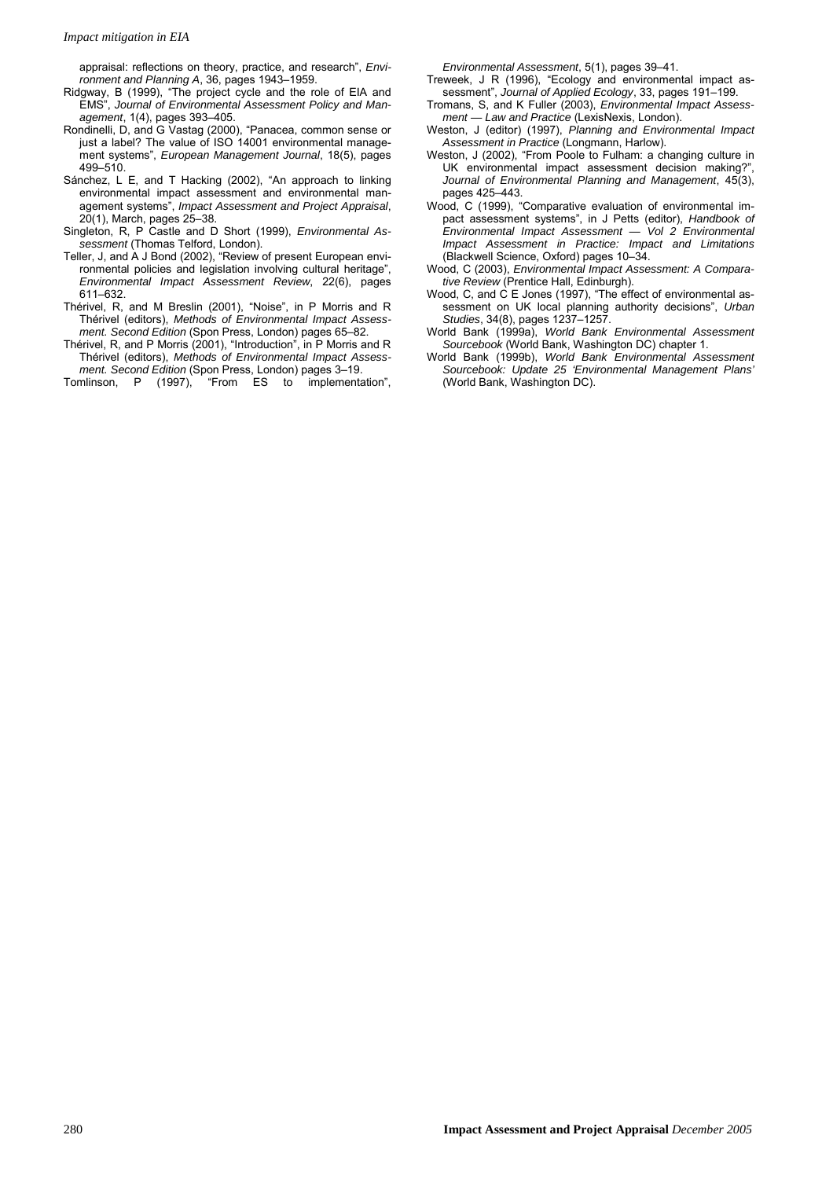appraisal: reflections on theory, practice, and research", *Environment and Planning A*, 36, pages 1943–1959.

Ridgway, B (1999), "The project cycle and the role of EIA and EMS", *Journal of Environmental Assessment Policy and Management*, 1(4), pages 393–405.

Rondinelli, D, and G Vastag (2000), "Panacea, common sense or just a label? The value of ISO 14001 environmental management systems", *European Management Journal*, 18(5), pages 499–510.

Sánchez, L E, and T Hacking (2002), "An approach to linking environmental impact assessment and environmental management systems", *Impact Assessment and Project Appraisal*, 20(1), March, pages 25–38.

Singleton, R, P Castle and D Short (1999), *Environmental Assessment* (Thomas Telford, London).

Teller, J, and A J Bond (2002), "Review of present European environmental policies and legislation involving cultural heritage", *Environmental Impact Assessment Review*, 22(6), pages 611–632.

Thérivel, R, and M Breslin (2001), "Noise", in P Morris and R Thérivel (editors), *Methods of Environmental Impact Assessment. Second Edition* (Spon Press, London) pages 65–82.

Thérivel, R, and P Morris (2001), "Introduction", in P Morris and R Thérivel (editors), *Methods of Environmental Impact Assessment. Second Edition* (Spon Press, London) pages 3–19.

Tomlinson, P (1997), "From ES to implementation", *Environmental Assessment*, 5(1), pages 39–41.

Treweek, J R (1996), "Ecology and environmental impact assessment", *Journal of Applied Ecology*, 33, pages 191–199.

Tromans, S, and K Fuller (2003), *Environmental Impact Assessment — Law and Practice* (LexisNexis, London).

Weston, J (editor) (1997), *Planning and Environmental Impact Assessment in Practice* (Longmann, Harlow).

Weston, J (2002), "From Poole to Fulham: a changing culture in UK environmental impact assessment decision making?", *Journal of Environmental Planning and Management*, 45(3), pages 425–443.

Wood, C (1999), "Comparative evaluation of environmental impact assessment systems", in J Petts (editor), *Handbook of Environmental Impact Assessment — Vol 2 Environmental Impact Assessment in Practice: Impact and Limitations* (Blackwell Science, Oxford) pages 10–34.

Wood, C (2003), *Environmental Impact Assessment: A Comparative Review* (Prentice Hall, Edinburgh).

Wood, C, and C E Jones (1997), "The effect of environmental assessment on UK local planning authority decisions", *Urban Studies*, 34(8), pages 1237–1257.

World Bank (1999a), *World Bank Environmental Assessment Sourcebook* (World Bank, Washington DC) chapter 1.

World Bank (1999b), *World Bank Environmental Assessment Sourcebook: Update 25 'Environmental Management Plans'* (World Bank, Washington DC).